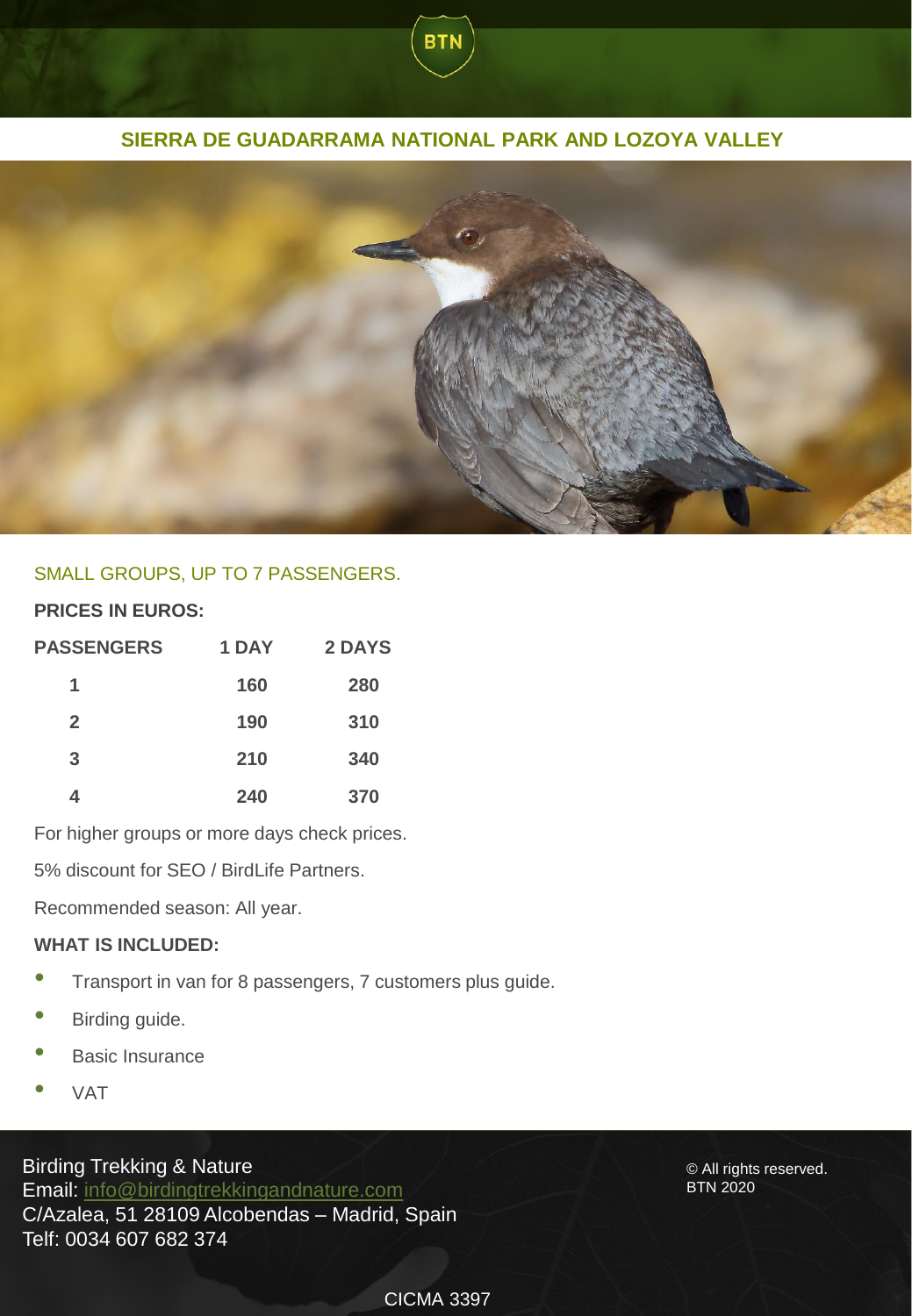## SIERRA DE GUADARRAMA NATIONAL PARK AND LOZOYA VALLEY

SMALL GROUPS, UP TO 7 PASSENGERS.

**PRICES IN EUROS:**

| PASSENGERS | 1 DAY | 2 DAYS |
|---|---|---|
| 1 | 160 | 280 |
| 2 | 190 | 310 |
| 3 | 210 | 340 |
| 4 | 240 | 370 |

For higher groups or more days check prices.

5% discount for SEO / BirdLife Partners.

Recommended season: All year.

**WHAT IS INCLUDED:**

- Transport in van for 8 passengers, 7 customers plus guide.
- Birding guide.
- Basic Insurance
- VAT

Birding Trekking & Nature
Email: info@birdingtrekkingandnature.com
C/Azalea, 51 28109 Alcobendas – Madrid, Spain
Telf: 0034 607 682 374

© All rights reserved.
BTN 2020

CICMA 3397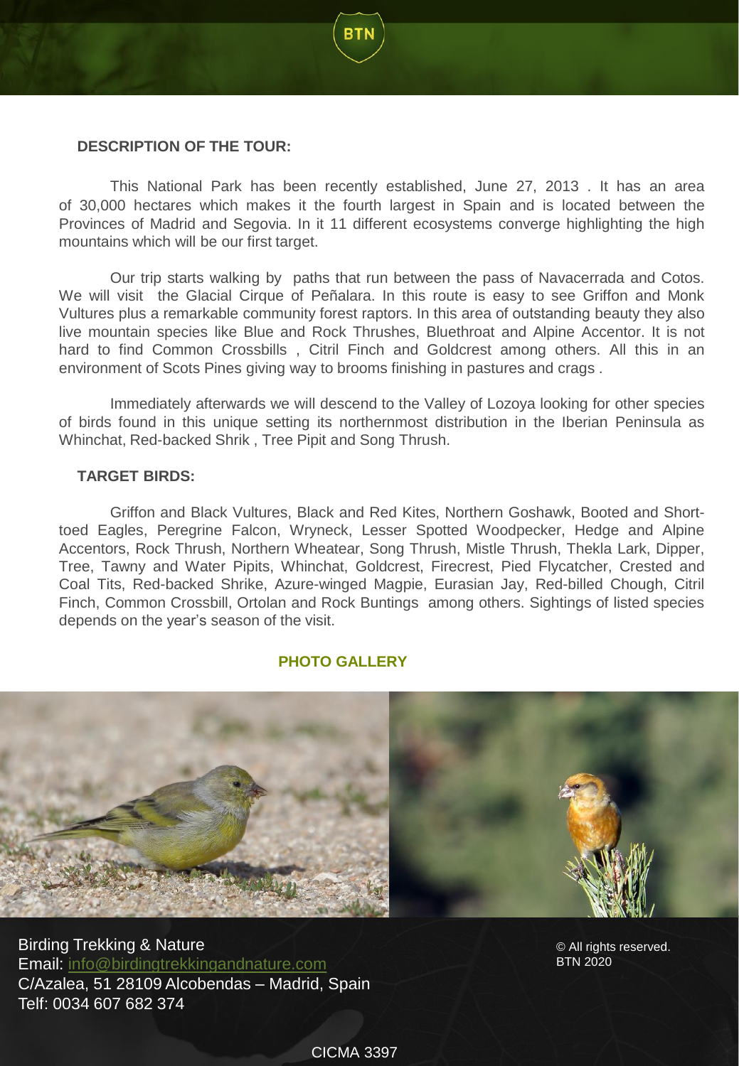## DESCRIPTION OF THE TOUR:

This National Park has been recently established, June 27, 2013 . It has an area of 30,000 hectares which makes it the fourth largest in Spain and is located between the Provinces of Madrid and Segovia. In it 11 different ecosystems converge highlighting the high mountains which will be our first target.

Our trip starts walking by paths that run between the pass of Navacerrada and Cotos. We will visit the Glacial Cirque of Peñalara. In this route is easy to see Griffon and Monk Vultures plus a remarkable community forest raptors. In this area of outstanding beauty they also live mountain species like Blue and Rock Thrushes, Bluethroat and Alpine Accentor. It is not hard to find Common Crossbills , Citril Finch and Goldcrest among others. All this in an environment of Scots Pines giving way to brooms finishing in pastures and crags .

Immediately afterwards we will descend to the Valley of Lozoya looking for other species of birds found in this unique setting its northernmost distribution in the Iberian Peninsula as Whinchat, Red-backed Shrik , Tree Pipit and Song Thrush.

## TARGET BIRDS:

Griffon and Black Vultures, Black and Red Kites, Northern Goshawk, Booted and Short-toed Eagles, Peregrine Falcon, Wryneck, Lesser Spotted Woodpecker, Hedge and Alpine Accentors, Rock Thrush, Northern Wheatear, Song Thrush, Mistle Thrush, Thekla Lark, Dipper, Tree, Tawny and Water Pipits, Whinchat, Goldcrest, Firecrest, Pied Flycatcher, Crested and Coal Tits, Red-backed Shrike, Azure-winged Magpie, Eurasian Jay, Red-billed Chough, Citril Finch, Common Crossbill, Ortolan and Rock Buntings among others. Sightings of listed species depends on the year's season of the visit.

**PHOTO GALLERY**

Birding Trekking & Nature
Email: info@birdingtrekkingandnature.com
C/Azalea, 51 28109 Alcobendas – Madrid, Spain
Telf: 0034 607 682 374

© All rights reserved.
BTN 2020

CICMA 3397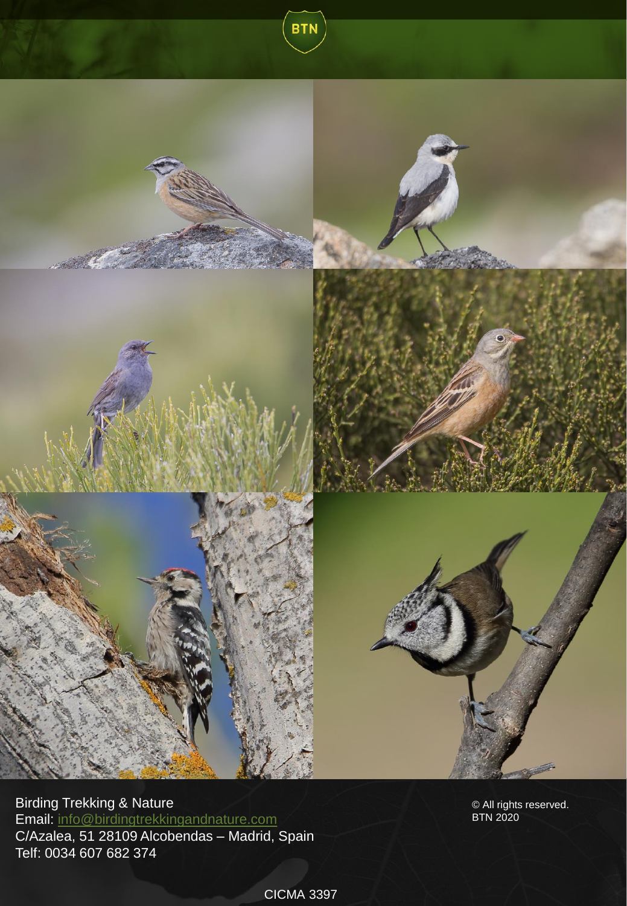Birding Trekking & Nature
Email: info@birdingtrekkingandnature.com
C/Azalea, 51 28109 Alcobendas – Madrid, Spain
Telf: 0034 607 682 374

© All rights reserved.
BTN 2020

CICMA 3397